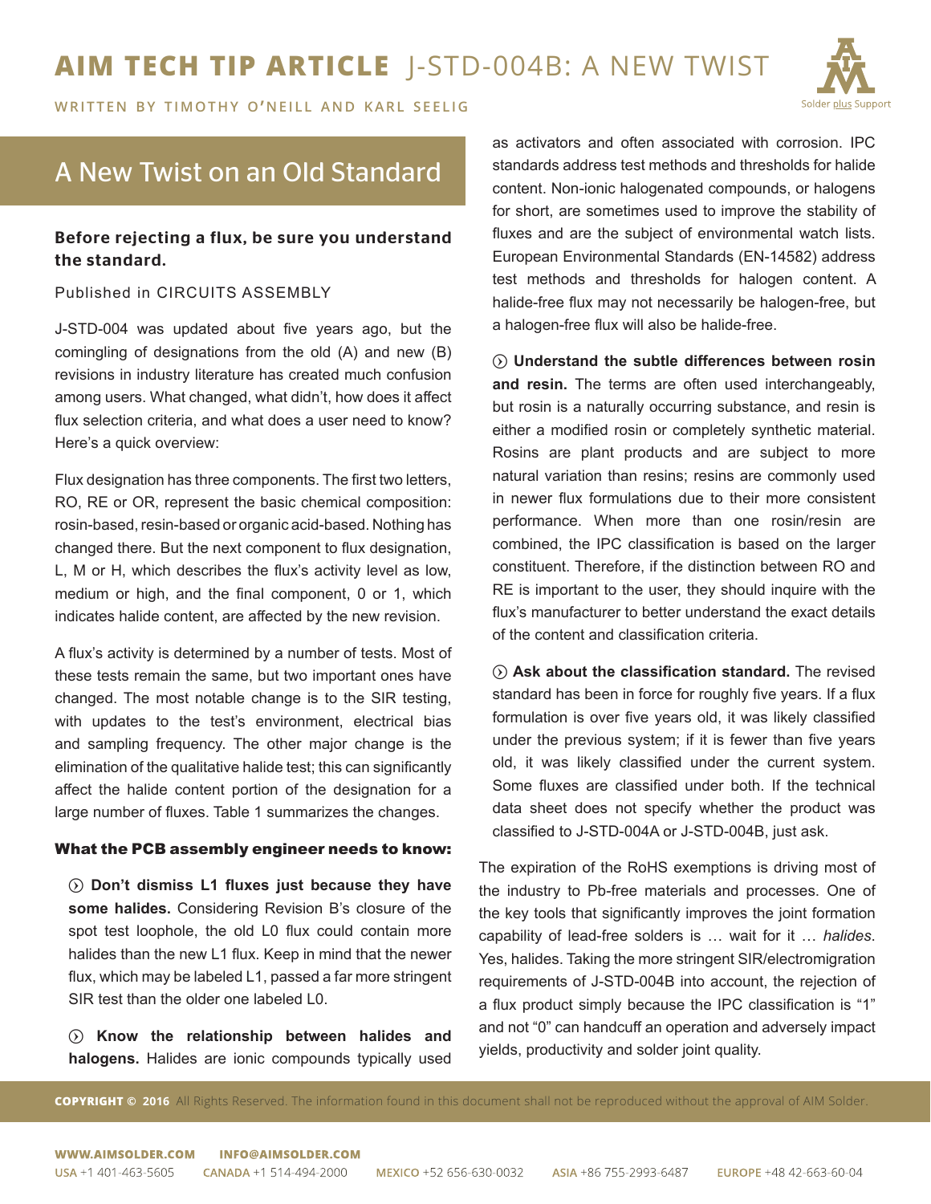# AIM TECH TIP ARTICLE J-STD-004B: A NEW TWIST

WRITTEN BY TIMOTHY O'NEILL AND KARL SEELIG

## A New Twist on an Old Standard

**Before rejecting a flux, be sure you understand the standard.**

Published in CIRCUITS ASSEMBLY

J-STD-004 was updated about five years ago, but the comingling of designations from the old (A) and new (B) revisions in industry literature has created much confusion among users. What changed, what didn't, how does it affect flux selection criteria, and what does a user need to know? Here's a quick overview:

Flux designation has three components. The first two letters, RO, RE or OR, represent the basic chemical composition: rosin-based, resin-based or organic acid-based. Nothing has changed there. But the next component to flux designation, L, M or H, which describes the flux's activity level as low, medium or high, and the final component, 0 or 1, which indicates halide content, are affected by the new revision.

A flux's activity is determined by a number of tests. Most of these tests remain the same, but two important ones have changed. The most notable change is to the SIR testing, with updates to the test's environment, electrical bias and sampling frequency. The other major change is the elimination of the qualitative halide test; this can significantly affect the halide content portion of the designation for a large number of fluxes. Table 1 summarizes the changes.

### What the PCB assembly engineer needs to know:

- **Don't dismiss L1 fluxes just because they have some halides.** Considering Revision B's closure of the spot test loophole, the old L0 flux could contain more halides than the new L1 flux. Keep in mind that the newer flux, which may be labeled L1, passed a far more stringent SIR test than the older one labeled L0.

- **Know the relationship between halides and halogens.** Halides are ionic compounds typically used as activators and often associated with corrosion. IPC standards address test methods and thresholds for halide content. Non-ionic halogenated compounds, or halogens for short, are sometimes used to improve the stability of fluxes and are the subject of environmental watch lists. European Environmental Standards (EN-14582) address test methods and thresholds for halogen content. A halide-free flux may not necessarily be halogen-free, but a halogen-free flux will also be halide-free.

- **Understand the subtle differences between rosin and resin.** The terms are often used interchangeably, but rosin is a naturally occurring substance, and resin is either a modified rosin or completely synthetic material. Rosins are plant products and are subject to more natural variation than resins; resins are commonly used in newer flux formulations due to their more consistent performance. When more than one rosin/resin are combined, the IPC classification is based on the larger constituent. Therefore, if the distinction between RO and RE is important to the user, they should inquire with the flux's manufacturer to better understand the exact details of the content and classification criteria.

- **Ask about the classification standard.** The revised standard has been in force for roughly five years. If a flux formulation is over five years old, it was likely classified under the previous system; if it is fewer than five years old, it was likely classified under the current system. Some fluxes are classified under both. If the technical data sheet does not specify whether the product was classified to J-STD-004A or J-STD-004B, just ask.

The expiration of the RoHS exemptions is driving most of the industry to Pb-free materials and processes. One of the key tools that significantly improves the joint formation capability of lead-free solders is … wait for it … *halides*. Yes, halides. Taking the more stringent SIR/electromigration requirements of J-STD-004B into account, the rejection of a flux product simply because the IPC classification is "1" and not "0" can handcuff an operation and adversely impact yields, productivity and solder joint quality.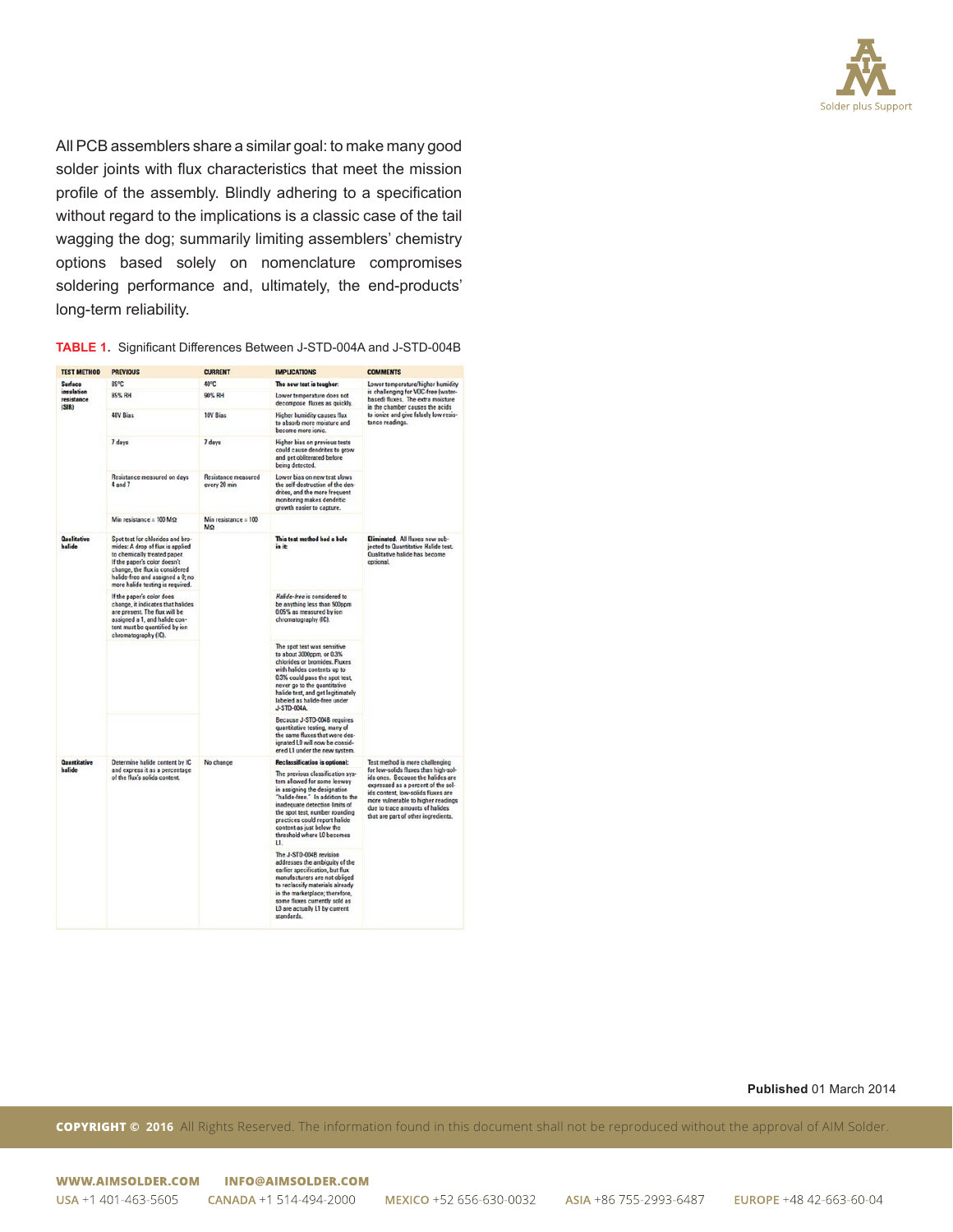All PCB assemblers share a similar goal: to make many good solder joints with flux characteristics that meet the mission profile of the assembly. Blindly adhering to a specification without regard to the implications is a classic case of the tail wagging the dog; summarily limiting assemblers' chemistry options based solely on nomenclature compromises soldering performance and, ultimately, the end-products' long-term reliability.

**TABLE 1.** Significant Differences Between J-STD-004A and J-STD-004B

| TEST METHOD | PREVIOUS | CURRENT | IMPLICATIONS | COMMENTS |
|---|---|---|---|---|
| Surface insulation resistance (SIR) | 85°C | 40°C | **The new test is tougher:** | Lower temperature/higher humidity is challenging for VOC-free (water-based) fluxes. The extra moisture in the chamber causes the acids to ionize and give falsely low resistance readings. |
| | 85% RH | 90% RH | Lower temperature does not decompose fluxes as quickly. | |
| | 48V Bias | 10V Bias | Higher humidity causes flux to absorb more moisture and become more ionic. | |
| | 7 days | 7 days | Higher bias on previous tests could cause dendrites to grow and get obliterated before being detected. | |
| | Resistance measured on days 4 and 7 | Resistance measured every 20 min | Lower bias on new test slows the self-destruction of the dendrites, and the more frequent monitoring makes dendritic growth easier to capture. | |
| | Min resistance = 100 MΩ | Min resistance = 100 MΩ | | |
| Qualitative halide | Spot test for chlorides and bromides: A drop of flux is applied to chemically treated paper. If the paper's color doesn't change, the flux is considered halide-free and assigned a 0; no more halide testing is required. | | **This test method had a hole in it:** | **Eliminated.** All fluxes now subjected to Quantitative Halide test. Qualitative halide has become optional. |
| | If the paper's color does change, it indicates that halides are present. The flux will be assigned a 1, and halide content must be quantified by ion chromatography (IC). | | *Halide-free* is considered to be anything less than 500ppm 0.05% as measured by ion chromatography (IC). | |
| | | | The spot test was sensitive to about 3000ppm, or 0.3% chlorides or bromides. Fluxes with halides contents up to 0.3% could pass the spot test, never go to the quantitative halide test, and get legitimately labeled as halide-free under J-STD-004A. | |
| | | | Because J-STD-004B requires quantitative testing, many of the same fluxes that were designated L0 will now be considered L1 under the new system. | |
| Quantitative halide | Determine halide content by IC and express it as a percentage of the flux's solids content. | No change | **Reclassification is optional:** | Test method is more challenging for low-solids fluxes than high-solids ones. Because the halides are expressed as a percent of the solids content, low-solids fluxes are more vulnerable to higher readings due to trace amounts of halides that are part of other ingredients. |
| | | | The previous classification system allowed for some leeway in assigning the designation "halide-free." In addition to the inadequate detection limits of the spot test, number rounding practices could report halide content as just below the threshold where L0 becomes L1. | |
| | | | The J-STD-004B revision addresses the ambiguity of the earlier specification, but flux manufacturers are not obliged to reclassify materials already in the marketplace; therefore, some fluxes currently sold as L0 are actually L1 by current standards. | |

**Published** 01 March 2014